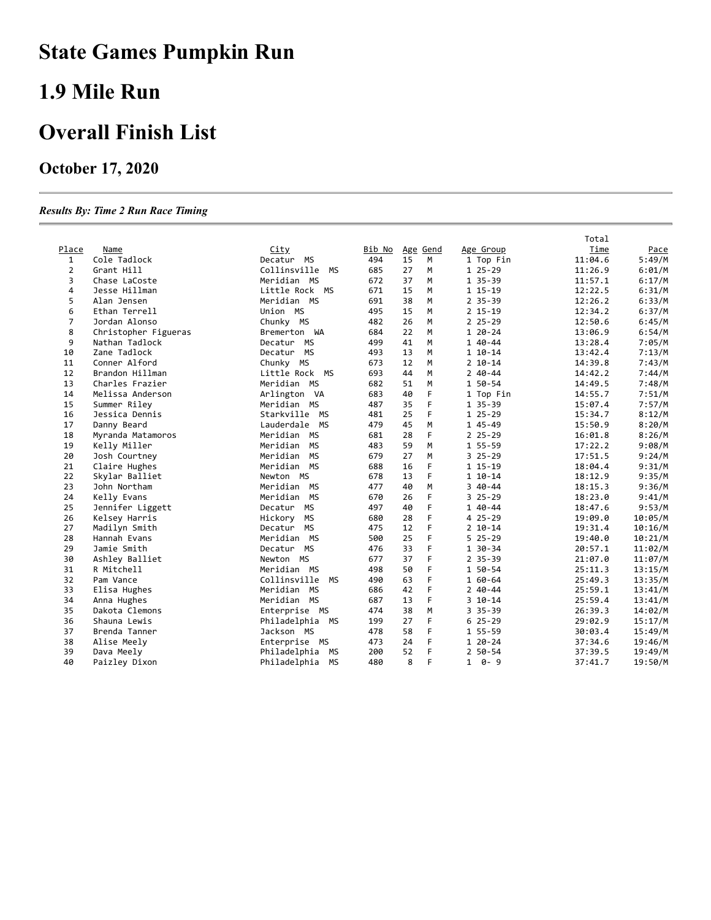# State Games Pumpkin Run

# 1.9 Mile Run

# Overall Finish List

### October 17, 2020

***Results By: Time 2 Run Race Timing***

| Place | Name | City | Bib No | Age | Gend | Age Group | Total Time | Pace |
|---|---|---|---|---|---|---|---|---|
| 1 | Cole Tadlock | Decatur MS | 494 | 15 | M | 1 Top Fin | 11:04.6 | 5:49/M |
| 2 | Grant Hill | Collinsville MS | 685 | 27 | M | 1 25-29 | 11:26.9 | 6:01/M |
| 3 | Chase LaCoste | Meridian MS | 672 | 37 | M | 1 35-39 | 11:57.1 | 6:17/M |
| 4 | Jesse Hillman | Little Rock MS | 671 | 15 | M | 1 15-19 | 12:22.5 | 6:31/M |
| 5 | Alan Jensen | Meridian MS | 691 | 38 | M | 2 35-39 | 12:26.2 | 6:33/M |
| 6 | Ethan Terrell | Union MS | 495 | 15 | M | 2 15-19 | 12:34.2 | 6:37/M |
| 7 | Jordan Alonso | Chunky MS | 482 | 26 | M | 2 25-29 | 12:50.6 | 6:45/M |
| 8 | Christopher Figueras | Bremerton WA | 684 | 22 | M | 1 20-24 | 13:06.9 | 6:54/M |
| 9 | Nathan Tadlock | Decatur MS | 499 | 41 | M | 1 40-44 | 13:28.4 | 7:05/M |
| 10 | Zane Tadlock | Decatur MS | 493 | 13 | M | 1 10-14 | 13:42.4 | 7:13/M |
| 11 | Conner Alford | Chunky MS | 673 | 12 | M | 2 10-14 | 14:39.8 | 7:43/M |
| 12 | Brandon Hillman | Little Rock MS | 693 | 44 | M | 2 40-44 | 14:42.2 | 7:44/M |
| 13 | Charles Frazier | Meridian MS | 682 | 51 | M | 1 50-54 | 14:49.5 | 7:48/M |
| 14 | Melissa Anderson | Arlington VA | 683 | 40 | F | 1 Top Fin | 14:55.7 | 7:51/M |
| 15 | Summer Riley | Meridian MS | 487 | 35 | F | 1 35-39 | 15:07.4 | 7:57/M |
| 16 | Jessica Dennis | Starkville MS | 481 | 25 | F | 1 25-29 | 15:34.7 | 8:12/M |
| 17 | Danny Beard | Lauderdale MS | 479 | 45 | M | 1 45-49 | 15:50.9 | 8:20/M |
| 18 | Myranda Matamoros | Meridian MS | 681 | 28 | F | 2 25-29 | 16:01.8 | 8:26/M |
| 19 | Kelly Miller | Meridian MS | 483 | 59 | M | 1 55-59 | 17:22.2 | 9:08/M |
| 20 | Josh Courtney | Meridian MS | 679 | 27 | M | 3 25-29 | 17:51.5 | 9:24/M |
| 21 | Claire Hughes | Meridian MS | 688 | 16 | F | 1 15-19 | 18:04.4 | 9:31/M |
| 22 | Skylar Balliet | Newton MS | 678 | 13 | F | 1 10-14 | 18:12.9 | 9:35/M |
| 23 | John Northam | Meridian MS | 477 | 40 | M | 3 40-44 | 18:15.3 | 9:36/M |
| 24 | Kelly Evans | Meridian MS | 670 | 26 | F | 3 25-29 | 18:23.0 | 9:41/M |
| 25 | Jennifer Liggett | Decatur MS | 497 | 40 | F | 1 40-44 | 18:47.6 | 9:53/M |
| 26 | Kelsey Harris | Hickory MS | 680 | 28 | F | 4 25-29 | 19:09.0 | 10:05/M |
| 27 | Madilyn Smith | Decatur MS | 475 | 12 | F | 2 10-14 | 19:31.4 | 10:16/M |
| 28 | Hannah Evans | Meridian MS | 500 | 25 | F | 5 25-29 | 19:40.0 | 10:21/M |
| 29 | Jamie Smith | Decatur MS | 476 | 33 | F | 1 30-34 | 20:57.1 | 11:02/M |
| 30 | Ashley Balliet | Newton MS | 677 | 37 | F | 2 35-39 | 21:07.0 | 11:07/M |
| 31 | R Mitchell | Meridian MS | 498 | 50 | F | 1 50-54 | 25:11.3 | 13:15/M |
| 32 | Pam Vance | Collinsville MS | 490 | 63 | F | 1 60-64 | 25:49.3 | 13:35/M |
| 33 | Elisa Hughes | Meridian MS | 686 | 42 | F | 2 40-44 | 25:59.1 | 13:41/M |
| 34 | Anna Hughes | Meridian MS | 687 | 13 | F | 3 10-14 | 25:59.4 | 13:41/M |
| 35 | Dakota Clemons | Enterprise MS | 474 | 38 | M | 3 35-39 | 26:39.3 | 14:02/M |
| 36 | Shauna Lewis | Philadelphia MS | 199 | 27 | F | 6 25-29 | 29:02.9 | 15:17/M |
| 37 | Brenda Tanner | Jackson MS | 478 | 58 | F | 1 55-59 | 30:03.4 | 15:49/M |
| 38 | Alise Meely | Enterprise MS | 473 | 24 | F | 1 20-24 | 37:34.6 | 19:46/M |
| 39 | Dava Meely | Philadelphia MS | 200 | 52 | F | 2 50-54 | 37:39.5 | 19:49/M |
| 40 | Paizley Dixon | Philadelphia MS | 480 | 8 | F | 1 0- 9 | 37:41.7 | 19:50/M |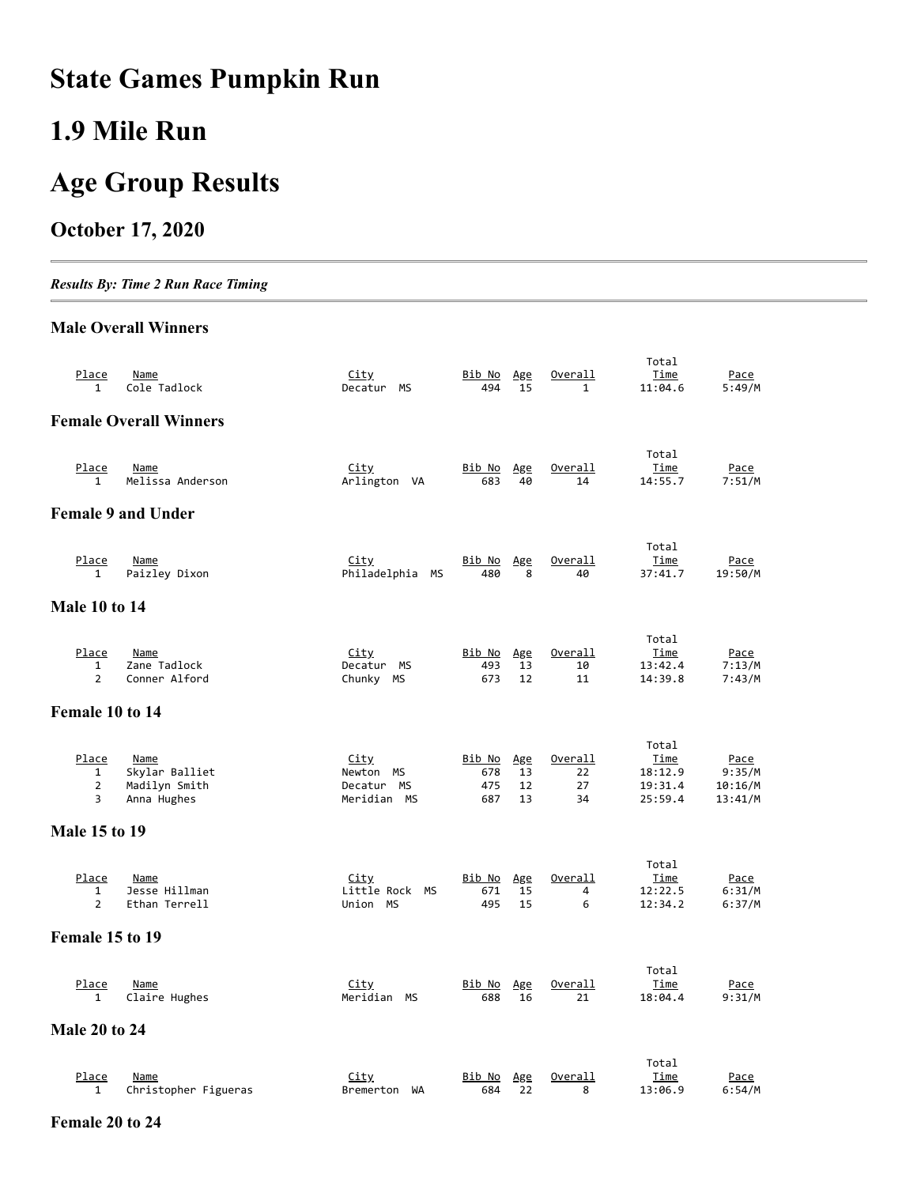# State Games Pumpkin Run

# 1.9 Mile Run

# Age Group Results

## October 17, 2020

---

***Results By: Time 2 Run Race Timing***

---

### Male Overall Winners

| Place | Name | City | Bib No | Age | Overall | Total Time | Pace |
|---|---|---|---|---|---|---|---|
| 1 | Cole Tadlock | Decatur MS | 494 | 15 | 1 | 11:04.6 | 5:49/M |

### Female Overall Winners

| Place | Name | City | Bib No | Age | Overall | Total Time | Pace |
|---|---|---|---|---|---|---|---|
| 1 | Melissa Anderson | Arlington VA | 683 | 40 | 14 | 14:55.7 | 7:51/M |

### Female 9 and Under

| Place | Name | City | Bib No | Age | Overall | Total Time | Pace |
|---|---|---|---|---|---|---|---|
| 1 | Paizley Dixon | Philadelphia MS | 480 | 8 | 40 | 37:41.7 | 19:50/M |

### Male 10 to 14

| Place | Name | City | Bib No | Age | Overall | Total Time | Pace |
|---|---|---|---|---|---|---|---|
| 1 | Zane Tadlock | Decatur MS | 493 | 13 | 10 | 13:42.4 | 7:13/M |
| 2 | Conner Alford | Chunky MS | 673 | 12 | 11 | 14:39.8 | 7:43/M |

### Female 10 to 14

| Place | Name | City | Bib No | Age | Overall | Total Time | Pace |
|---|---|---|---|---|---|---|---|
| 1 | Skylar Balliet | Newton MS | 678 | 13 | 22 | 18:12.9 | 9:35/M |
| 2 | Madilyn Smith | Decatur MS | 475 | 12 | 27 | 19:31.4 | 10:16/M |
| 3 | Anna Hughes | Meridian MS | 687 | 13 | 34 | 25:59.4 | 13:41/M |

### Male 15 to 19

| Place | Name | City | Bib No | Age | Overall | Total Time | Pace |
|---|---|---|---|---|---|---|---|
| 1 | Jesse Hillman | Little Rock MS | 671 | 15 | 4 | 12:22.5 | 6:31/M |
| 2 | Ethan Terrell | Union MS | 495 | 15 | 6 | 12:34.2 | 6:37/M |

### Female 15 to 19

| Place | Name | City | Bib No | Age | Overall | Total Time | Pace |
|---|---|---|---|---|---|---|---|
| 1 | Claire Hughes | Meridian MS | 688 | 16 | 21 | 18:04.4 | 9:31/M |

### Male 20 to 24

| Place | Name | City | Bib No | Age | Overall | Total Time | Pace |
|---|---|---|---|---|---|---|---|
| 1 | Christopher Figueras | Bremerton WA | 684 | 22 | 8 | 13:06.9 | 6:54/M |

### Female 20 to 24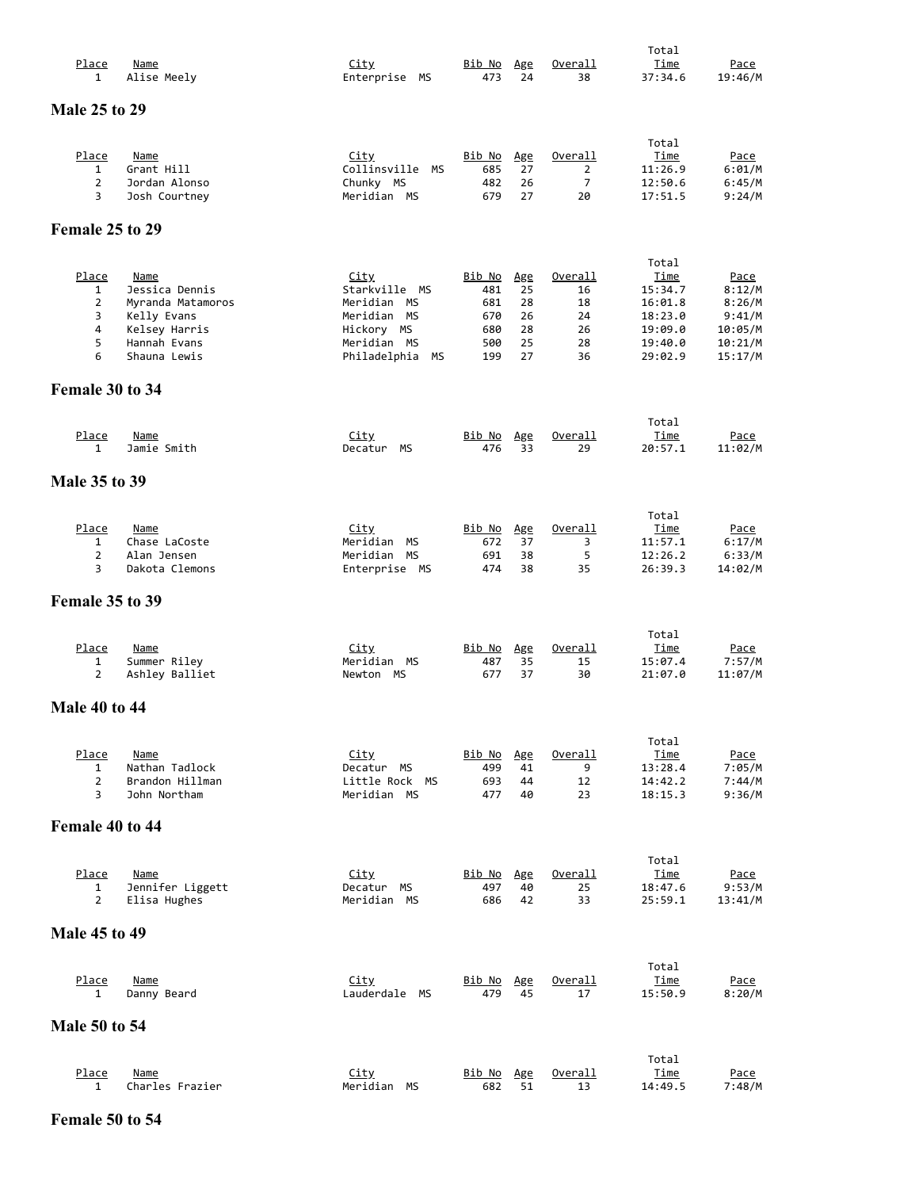| Place | Name | City | Bib No | Age | Overall | Total Time | Pace |
|---|---|---|---|---|---|---|---|
| 1 | Alise Meely | Enterprise MS | 473 | 24 | 38 | 37:34.6 | 19:46/M |

## Male 25 to 29

| Place | Name | City | Bib No | Age | Overall | Total Time | Pace |
|---|---|---|---|---|---|---|---|
| 1 | Grant Hill | Collinsville MS | 685 | 27 | 2 | 11:26.9 | 6:01/M |
| 2 | Jordan Alonso | Chunky MS | 482 | 26 | 7 | 12:50.6 | 6:45/M |
| 3 | Josh Courtney | Meridian MS | 679 | 27 | 20 | 17:51.5 | 9:24/M |

## Female 25 to 29

| Place | Name | City | Bib No | Age | Overall | Total Time | Pace |
|---|---|---|---|---|---|---|---|
| 1 | Jessica Dennis | Starkville MS | 481 | 25 | 16 | 15:34.7 | 8:12/M |
| 2 | Myranda Matamoros | Meridian MS | 681 | 28 | 18 | 16:01.8 | 8:26/M |
| 3 | Kelly Evans | Meridian MS | 670 | 26 | 24 | 18:23.0 | 9:41/M |
| 4 | Kelsey Harris | Hickory MS | 680 | 28 | 26 | 19:09.0 | 10:05/M |
| 5 | Hannah Evans | Meridian MS | 500 | 25 | 28 | 19:40.0 | 10:21/M |
| 6 | Shauna Lewis | Philadelphia MS | 199 | 27 | 36 | 29:02.9 | 15:17/M |

## Female 30 to 34

| Place | Name | City | Bib No | Age | Overall | Total Time | Pace |
|---|---|---|---|---|---|---|---|
| 1 | Jamie Smith | Decatur MS | 476 | 33 | 29 | 20:57.1 | 11:02/M |

## Male 35 to 39

| Place | Name | City | Bib No | Age | Overall | Total Time | Pace |
|---|---|---|---|---|---|---|---|
| 1 | Chase LaCoste | Meridian MS | 672 | 37 | 3 | 11:57.1 | 6:17/M |
| 2 | Alan Jensen | Meridian MS | 691 | 38 | 5 | 12:26.2 | 6:33/M |
| 3 | Dakota Clemons | Enterprise MS | 474 | 38 | 35 | 26:39.3 | 14:02/M |

## Female 35 to 39

| Place | Name | City | Bib No | Age | Overall | Total Time | Pace |
|---|---|---|---|---|---|---|---|
| 1 | Summer Riley | Meridian MS | 487 | 35 | 15 | 15:07.4 | 7:57/M |
| 2 | Ashley Balliet | Newton MS | 677 | 37 | 30 | 21:07.0 | 11:07/M |

## Male 40 to 44

| Place | Name | City | Bib No | Age | Overall | Total Time | Pace |
|---|---|---|---|---|---|---|---|
| 1 | Nathan Tadlock | Decatur MS | 499 | 41 | 9 | 13:28.4 | 7:05/M |
| 2 | Brandon Hillman | Little Rock MS | 693 | 44 | 12 | 14:42.2 | 7:44/M |
| 3 | John Northam | Meridian MS | 477 | 40 | 23 | 18:15.3 | 9:36/M |

## Female 40 to 44

| Place | Name | City | Bib No | Age | Overall | Total Time | Pace |
|---|---|---|---|---|---|---|---|
| 1 | Jennifer Liggett | Decatur MS | 497 | 40 | 25 | 18:47.6 | 9:53/M |
| 2 | Elisa Hughes | Meridian MS | 686 | 42 | 33 | 25:59.1 | 13:41/M |

## Male 45 to 49

| Place | Name | City | Bib No | Age | Overall | Total Time | Pace |
|---|---|---|---|---|---|---|---|
| 1 | Danny Beard | Lauderdale MS | 479 | 45 | 17 | 15:50.9 | 8:20/M |

## Male 50 to 54

| Place | Name | City | Bib No | Age | Overall | Total Time | Pace |
|---|---|---|---|---|---|---|---|
| 1 | Charles Frazier | Meridian MS | 682 | 51 | 13 | 14:49.5 | 7:48/M |

## Female 50 to 54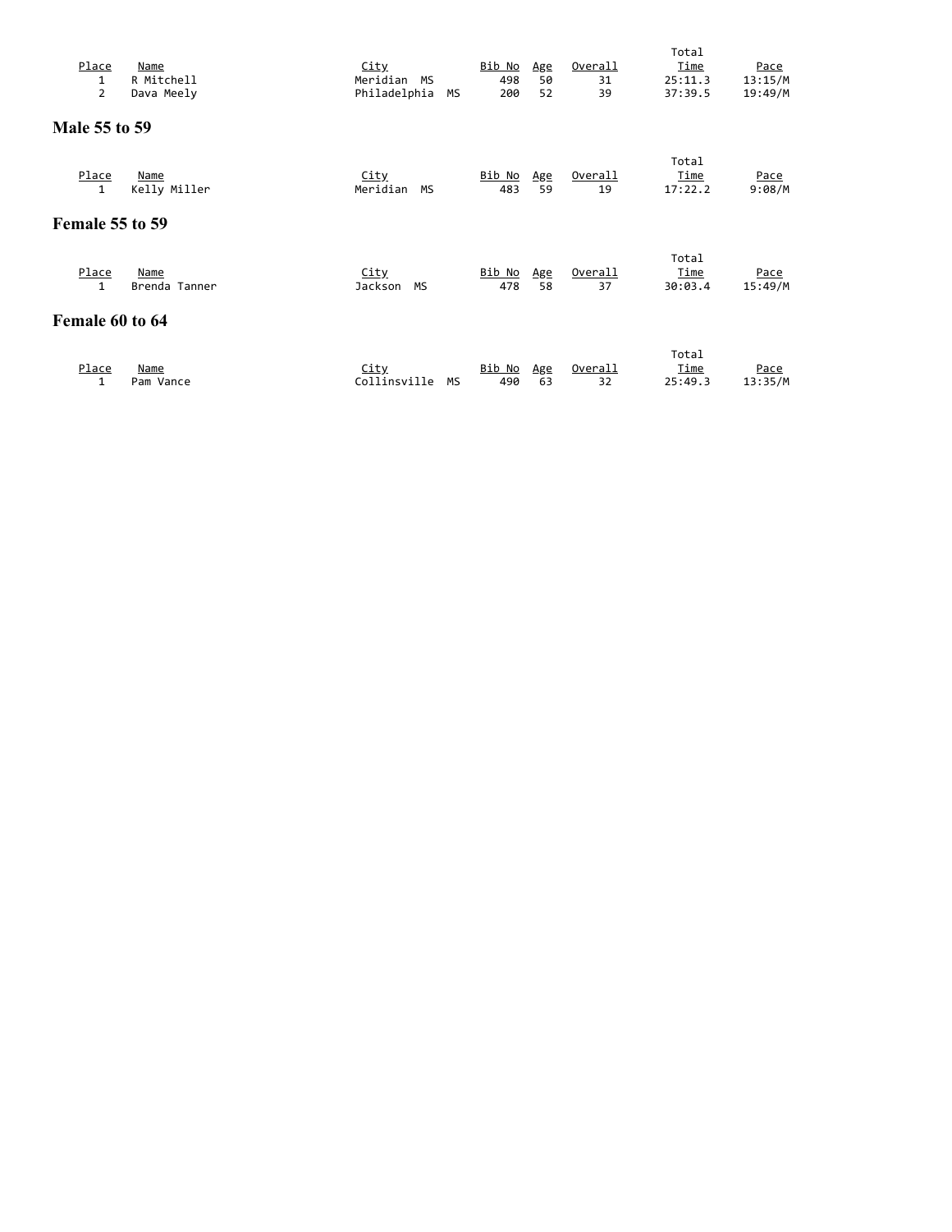| Place | Name | City | Bib No | Age | Overall | Total Time | Pace |
|---|---|---|---|---|---|---|---|
| 1 | R Mitchell | Meridian MS | 498 | 50 | 31 | 25:11.3 | 13:15/M |
| 2 | Dava Meely | Philadelphia MS | 200 | 52 | 39 | 37:39.5 | 19:49/M |

### Male 55 to 59

| Place | Name | City | Bib No | Age | Overall | Total Time | Pace |
|---|---|---|---|---|---|---|---|
| 1 | Kelly Miller | Meridian MS | 483 | 59 | 19 | 17:22.2 | 9:08/M |

### Female 55 to 59

| Place | Name | City | Bib No | Age | Overall | Total Time | Pace |
|---|---|---|---|---|---|---|---|
| 1 | Brenda Tanner | Jackson MS | 478 | 58 | 37 | 30:03.4 | 15:49/M |

### Female 60 to 64

| Place | Name | City | Bib No | Age | Overall | Total Time | Pace |
|---|---|---|---|---|---|---|---|
| 1 | Pam Vance | Collinsville MS | 490 | 63 | 32 | 25:49.3 | 13:35/M |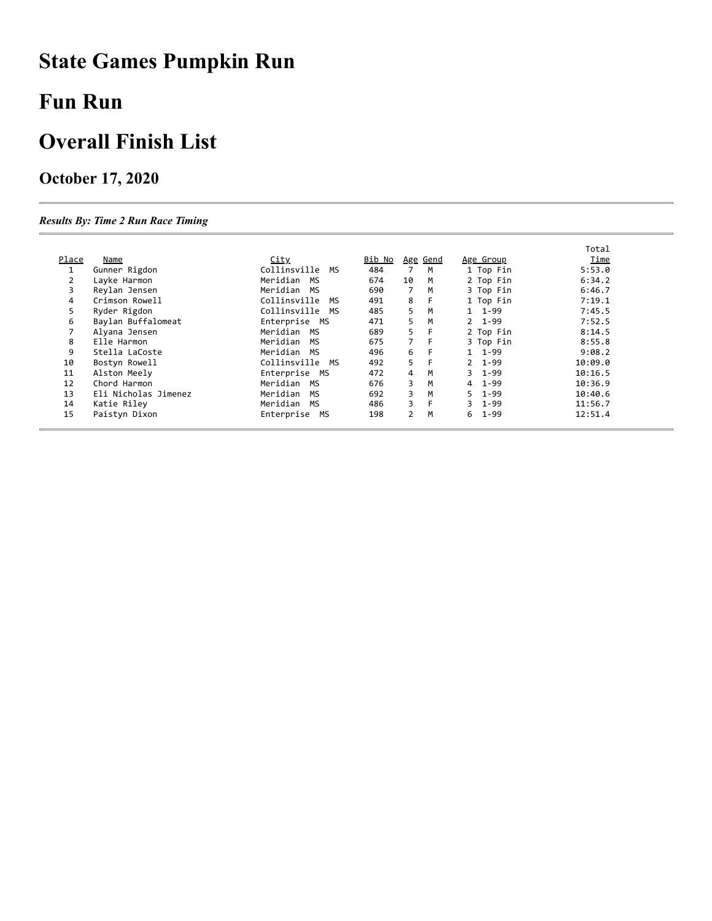# State Games Pumpkin Run

# Fun Run

# Overall Finish List

### October 17, 2020

***Results By: Time 2 Run Race Timing***

| Place | Name | City | Bib No | Age | Gend | Age Group | Total Time |
|---|---|---|---|---|---|---|---|
| 1 | Gunner Rigdon | Collinsville MS | 484 | 7 | M | 1 Top Fin | 5:53.0 |
| 2 | Layke Harmon | Meridian MS | 674 | 10 | M | 2 Top Fin | 6:34.2 |
| 3 | Reylan Jensen | Meridian MS | 690 | 7 | M | 3 Top Fin | 6:46.7 |
| 4 | Crimson Rowell | Collinsville MS | 491 | 8 | F | 1 Top Fin | 7:19.1 |
| 5 | Ryder Rigdon | Collinsville MS | 485 | 5 | M | 1 1-99 | 7:45.5 |
| 6 | Baylan Buffalomeat | Enterprise MS | 471 | 5 | M | 2 1-99 | 7:52.5 |
| 7 | Alyana Jensen | Meridian MS | 689 | 5 | F | 2 Top Fin | 8:14.5 |
| 8 | Elle Harmon | Meridian MS | 675 | 7 | F | 3 Top Fin | 8:55.8 |
| 9 | Stella LaCoste | Meridian MS | 496 | 6 | F | 1 1-99 | 9:08.2 |
| 10 | Bostyn Rowell | Collinsville MS | 492 | 5 | F | 2 1-99 | 10:09.0 |
| 11 | Alston Meely | Enterprise MS | 472 | 4 | M | 3 1-99 | 10:16.5 |
| 12 | Chord Harmon | Meridian MS | 676 | 3 | M | 4 1-99 | 10:36.9 |
| 13 | Eli Nicholas Jimenez | Meridian MS | 692 | 3 | M | 5 1-99 | 10:40.6 |
| 14 | Katie Riley | Meridian MS | 486 | 3 | F | 3 1-99 | 11:56.7 |
| 15 | Paistyn Dixon | Enterprise MS | 198 | 2 | M | 6 1-99 | 12:51.4 |